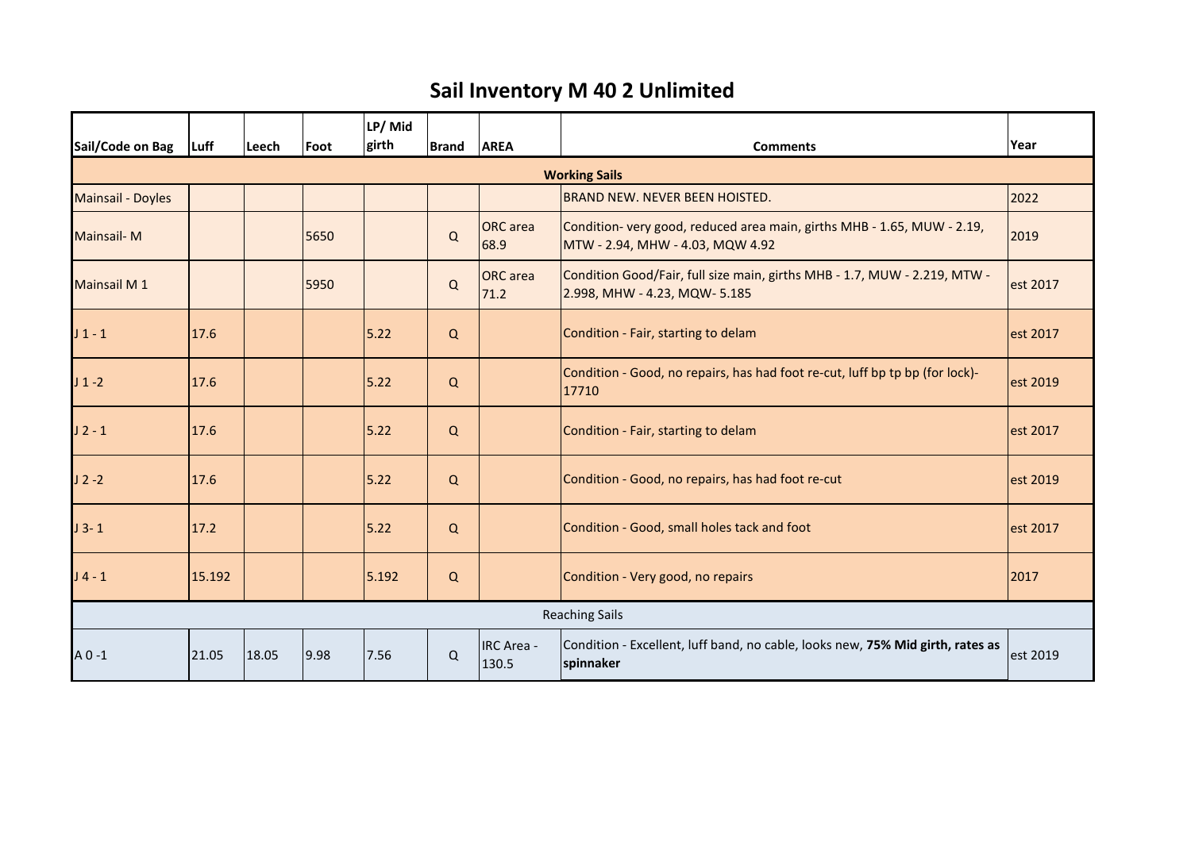# Sail Inventory M 40 2 Unlimited

| Sail/Code on Bag | Luff | Leech | Foot | LP/ Mid girth | Brand | AREA | Comments | Year |
|---|---|---|---|---|---|---|---|---|
| **Working Sails** | | | | | | | | |
| Mainsail - Doyles | | | | | | | BRAND NEW. NEVER BEEN HOISTED. | 2022 |
| Mainsail- M | | | 5650 | | Q | ORC area 68.9 | Condition- very good, reduced area main, girths MHB - 1.65, MUW - 2.19, MTW - 2.94, MHW - 4.03, MQW 4.92 | 2019 |
| Mainsail M 1 | | | 5950 | | Q | ORC area 71.2 | Condition Good/Fair, full size main, girths MHB - 1.7, MUW - 2.219, MTW - 2.998, MHW - 4.23, MQW- 5.185 | est 2017 |
| J 1 - 1 | 17.6 | | | 5.22 | Q | | Condition - Fair, starting to delam | est 2017 |
| J 1 -2 | 17.6 | | | 5.22 | Q | | Condition - Good, no repairs, has had foot re-cut, luff bp tp bp (for lock)- 17710 | est 2019 |
| J 2 - 1 | 17.6 | | | 5.22 | Q | | Condition - Fair, starting to delam | est 2017 |
| J 2 -2 | 17.6 | | | 5.22 | Q | | Condition - Good, no repairs, has had foot re-cut | est 2019 |
| J 3- 1 | 17.2 | | | 5.22 | Q | | Condition - Good, small holes tack and foot | est 2017 |
| J 4 - 1 | 15.192 | | | 5.192 | Q | | Condition - Very good, no repairs | 2017 |
| Reaching Sails | | | | | | | | |
| A 0 -1 | 21.05 | 18.05 | 9.98 | 7.56 | Q | IRC Area - 130.5 | Condition - Excellent, luff band, no cable, looks new, **75% Mid girth, rates as spinnaker** | est 2019 |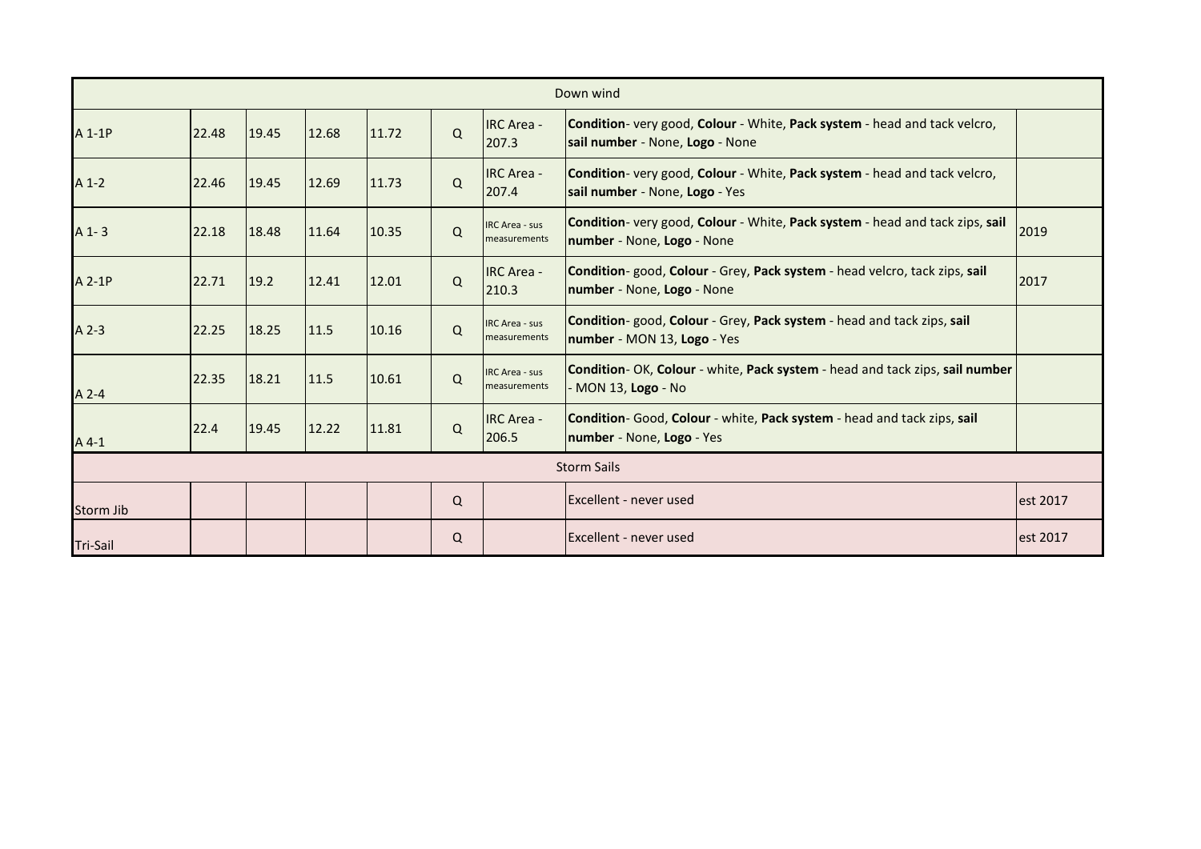| | | | | | | | | |
|---|---|---|---|---|---|---|---|---|
| Down wind | | | | | | | | |
| A 1-1P | 22.48 | 19.45 | 12.68 | 11.72 | Q | IRC Area - 207.3 | **Condition**- very good, **Colour** - White, **Pack system** - head and tack velcro, **sail number** - None, **Logo** - None | |
| A 1-2 | 22.46 | 19.45 | 12.69 | 11.73 | Q | IRC Area - 207.4 | **Condition**- very good, **Colour** - White, **Pack system** - head and tack velcro, **sail number** - None, **Logo** - Yes | |
| A 1- 3 | 22.18 | 18.48 | 11.64 | 10.35 | Q | IRC Area - sus measurements | **Condition**- very good, **Colour** - White, **Pack system** - head and tack zips, **sail number** - None, **Logo** - None | 2019 |
| A 2-1P | 22.71 | 19.2 | 12.41 | 12.01 | Q | IRC Area - 210.3 | **Condition**- good, **Colour** - Grey, **Pack system** - head velcro, tack zips, **sail number** - None, **Logo** - None | 2017 |
| A 2-3 | 22.25 | 18.25 | 11.5 | 10.16 | Q | IRC Area - sus measurements | **Condition**- good, **Colour** - Grey, **Pack system** - head and tack zips, **sail number** - MON 13, **Logo** - Yes | |
| A 2-4 | 22.35 | 18.21 | 11.5 | 10.61 | Q | IRC Area - sus measurements | **Condition**- OK, **Colour** - white, **Pack system** - head and tack zips, **sail number** - MON 13, **Logo** - No | |
| A 4-1 | 22.4 | 19.45 | 12.22 | 11.81 | Q | IRC Area - 206.5 | **Condition**- Good, **Colour** - white, **Pack system** - head and tack zips, **sail number** - None, **Logo** - Yes | |
| Storm Sails | | | | | | | | |
| Storm Jib | | | | | Q | | Excellent - never used | est 2017 |
| Tri-Sail | | | | | Q | | Excellent - never used | est 2017 |